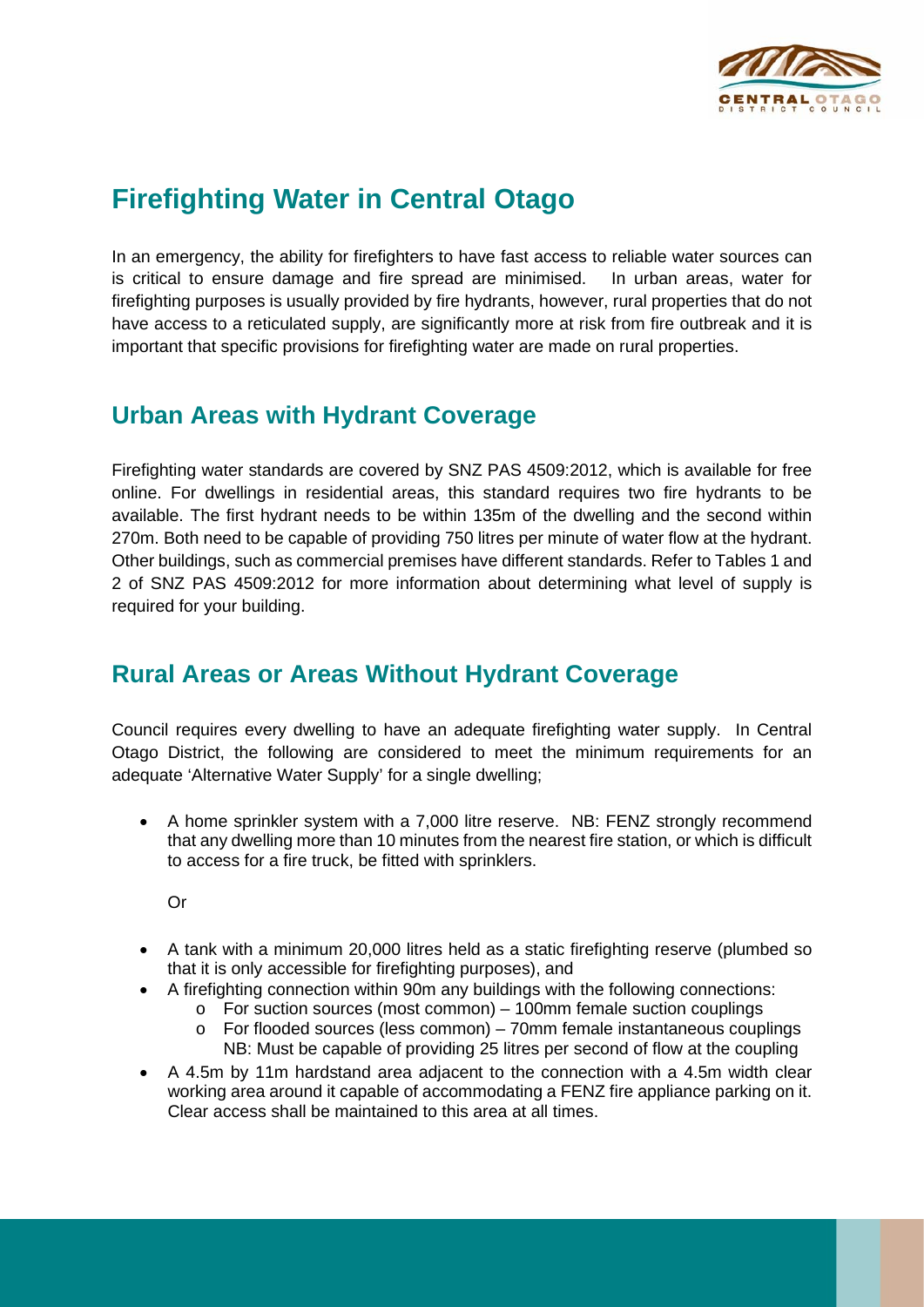# Firefighting Water in Central Otago

In an emergency, the ability for firefighters to have fast access to reliable water sources can is critical to ensure damage and fire spread are minimised. In urban areas, water for firefighting purposes is usually provided by fire hydrants, however, rural properties that do not have access to a reticulated supply, are significantly more at risk from fire outbreak and it is important that specific provisions for firefighting water are made on rural properties.

## Urban Areas with Hydrant Coverage

Firefighting water standards are covered by SNZ PAS 4509:2012, which is available for free online. For dwellings in residential areas, this standard requires two fire hydrants to be available. The first hydrant needs to be within 135m of the dwelling and the second within 270m. Both need to be capable of providing 750 litres per minute of water flow at the hydrant. Other buildings, such as commercial premises have different standards. Refer to Tables 1 and 2 of SNZ PAS 4509:2012 for more information about determining what level of supply is required for your building.

## Rural Areas or Areas Without Hydrant Coverage

Council requires every dwelling to have an adequate firefighting water supply. In Central Otago District, the following are considered to meet the minimum requirements for an adequate 'Alternative Water Supply' for a single dwelling;

- A home sprinkler system with a 7,000 litre reserve. NB: FENZ strongly recommend that any dwelling more than 10 minutes from the nearest fire station, or which is difficult to access for a fire truck, be fitted with sprinklers.

  Or

- A tank with a minimum 20,000 litres held as a static firefighting reserve (plumbed so that it is only accessible for firefighting purposes), and
- A firefighting connection within 90m any buildings with the following connections:
  - For suction sources (most common) – 100mm female suction couplings
  - For flooded sources (less common) – 70mm female instantaneous couplings

    NB: Must be capable of providing 25 litres per second of flow at the coupling
- A 4.5m by 11m hardstand area adjacent to the connection with a 4.5m width clear working area around it capable of accommodating a FENZ fire appliance parking on it. Clear access shall be maintained to this area at all times.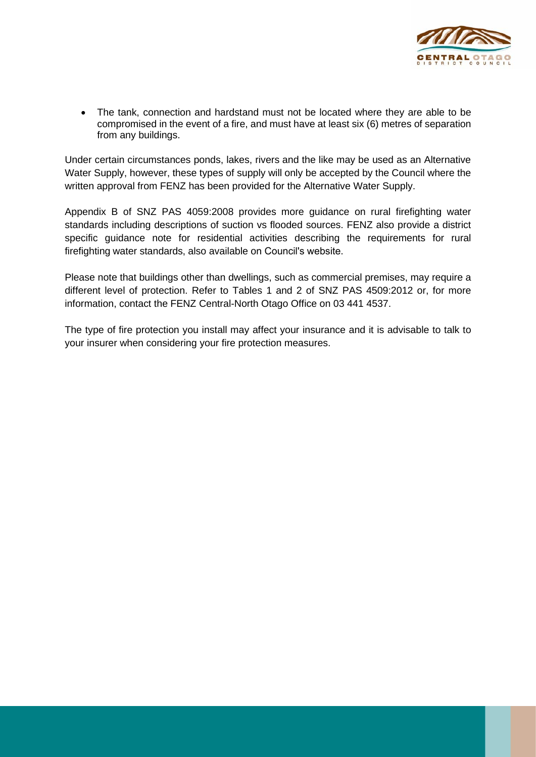- The tank, connection and hardstand must not be located where they are able to be compromised in the event of a fire, and must have at least six (6) metres of separation from any buildings.

Under certain circumstances ponds, lakes, rivers and the like may be used as an Alternative Water Supply, however, these types of supply will only be accepted by the Council where the written approval from FENZ has been provided for the Alternative Water Supply.

Appendix B of SNZ PAS 4059:2008 provides more guidance on rural firefighting water standards including descriptions of suction vs flooded sources. FENZ also provide a district specific guidance note for residential activities describing the requirements for rural firefighting water standards, also available on Council's website.

Please note that buildings other than dwellings, such as commercial premises, may require a different level of protection. Refer to Tables 1 and 2 of SNZ PAS 4509:2012 or, for more information, contact the FENZ Central-North Otago Office on 03 441 4537.

The type of fire protection you install may affect your insurance and it is advisable to talk to your insurer when considering your fire protection measures.